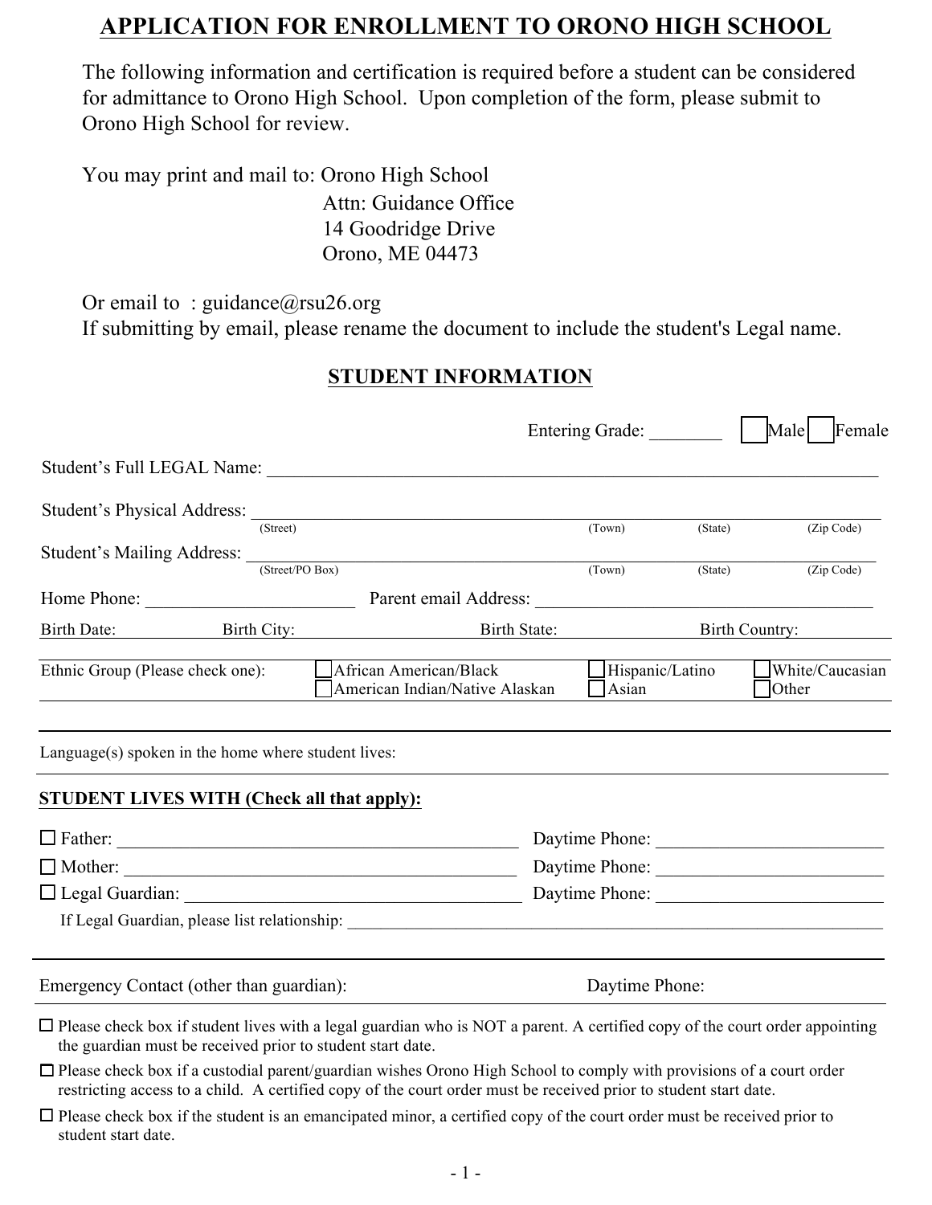# APPLICATION FOR ENROLLMENT TO ORONO HIGH SCHOOL

The following information and certification is required before a student can be considered for admittance to Orono High School. Upon completion of the form, please submit to Orono High School for review.

You may print and mail to: Orono High School
Attn: Guidance Office
14 Goodridge Drive
Orono, ME 04473

Or email to : guidance@rsu26.org
If submitting by email, please rename the document to include the student's Legal name.

## STUDENT INFORMATION

Entering Grade: ________ ☐ Male ☐ Female

Student's Full LEGAL Name: ______________________________________________________________________

Student's Physical Address: ______________________________________________________________________
(Street) (Town) (State) (Zip Code)

Student's Mailing Address: ______________________________________________________________________
(Street/PO Box) (Town) (State) (Zip Code)

Home Phone: ______________________ Parent email Address: ____________________________________

Birth Date: Birth City: Birth State: Birth Country:

Ethnic Group (Please check one): ☐ African American/Black ☐ American Indian/Native Alaskan ☐ Hispanic/Latino ☐ Asian ☐ White/Caucasian ☐ Other

Language(s) spoken in the home where student lives:

**STUDENT LIVES WITH (Check all that apply):**

☐ Father: ____________________________________________ Daytime Phone: ________________________

☐ Mother: ___________________________________________ Daytime Phone: ________________________

☐ Legal Guardian: _____________________________________ Daytime Phone: ________________________

If Legal Guardian, please list relationship: _______________________________________________________________

Emergency Contact (other than guardian): Daytime Phone:

☐ Please check box if student lives with a legal guardian who is NOT a parent. A certified copy of the court order appointing the guardian must be received prior to student start date.

☐ Please check box if a custodial parent/guardian wishes Orono High School to comply with provisions of a court order restricting access to a child. A certified copy of the court order must be received prior to student start date.

☐ Please check box if the student is an emancipated minor, a certified copy of the court order must be received prior to student start date.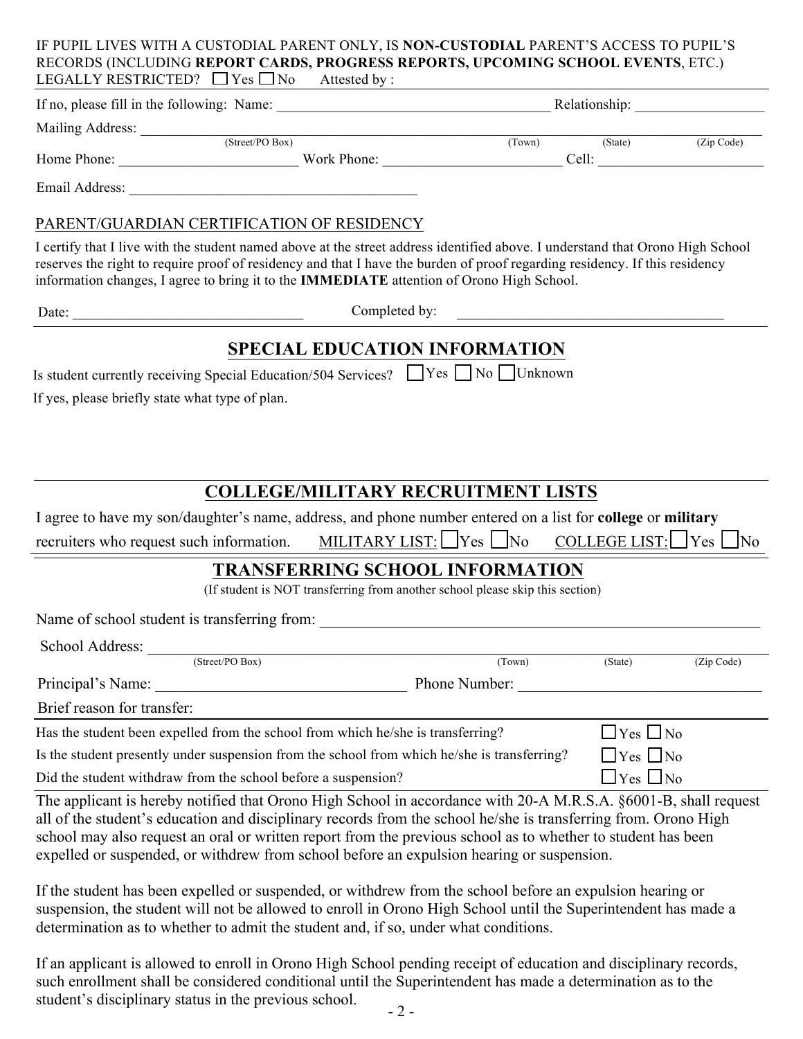IF PUPIL LIVES WITH A CUSTODIAL PARENT ONLY, IS **NON-CUSTODIAL** PARENT'S ACCESS TO PUPIL'S RECORDS (INCLUDING **REPORT CARDS, PROGRESS REPORTS, UPCOMING SCHOOL EVENTS**, ETC.) LEGALLY RESTRICTED? ☐ Yes ☐ No   Attested by : ______

If no, please fill in the following: Name: ______________________________________ Relationship: __________________

Mailing Address: ______________________________________________________________________
(Street/PO Box) (Town) (State) (Zip Code)

Home Phone: _________________________ Work Phone: _________________________ Cell: _______________________

Email Address: _________________________________________

PARENT/GUARDIAN CERTIFICATION OF RESIDENCY

I certify that I live with the student named above at the street address identified above. I understand that Orono High School reserves the right to require proof of residency and that I have the burden of proof regarding residency. If this residency information changes, I agree to bring it to the **IMMEDIATE** attention of Orono High School.

Date: ________________________________ Completed by: ______________________________________

## SPECIAL EDUCATION INFORMATION

Is student currently receiving Special Education/504 Services? ☐ Yes ☐ No ☐ Unknown

If yes, please briefly state what type of plan.

## COLLEGE/MILITARY RECRUITMENT LISTS

I agree to have my son/daughter's name, address, and phone number entered on a list for **college** or **military** recruiters who request such information. MILITARY LIST: ☐ Yes ☐ No   COLLEGE LIST: ☐ Yes ☐ No

## TRANSFERRING SCHOOL INFORMATION

(If student is NOT transferring from another school please skip this section)

Name of school student is transferring from: ___________________________________________________________

School Address: _______________________________________________________________________
(Street/PO Box) (Town) (State) (Zip Code)

Principal's Name: ________________________________ Phone Number: _______________________________

Brief reason for transfer: ______

Has the student been expelled from the school from which he/she is transferring? ☐ Yes ☐ No

Is the student presently under suspension from the school from which he/she is transferring? ☐ Yes ☐ No

Did the student withdraw from the school before a suspension? ☐ Yes ☐ No

The applicant is hereby notified that Orono High School in accordance with 20-A M.R.S.A. §6001-B, shall request all of the student's education and disciplinary records from the school he/she is transferring from. Orono High school may also request an oral or written report from the previous school as to whether to student has been expelled or suspended, or withdrew from school before an expulsion hearing or suspension.

If the student has been expelled or suspended, or withdrew from the school before an expulsion hearing or suspension, the student will not be allowed to enroll in Orono High School until the Superintendent has made a determination as to whether to admit the student and, if so, under what conditions.

If an applicant is allowed to enroll in Orono High School pending receipt of education and disciplinary records, such enrollment shall be considered conditional until the Superintendent has made a determination as to the student's disciplinary status in the previous school.